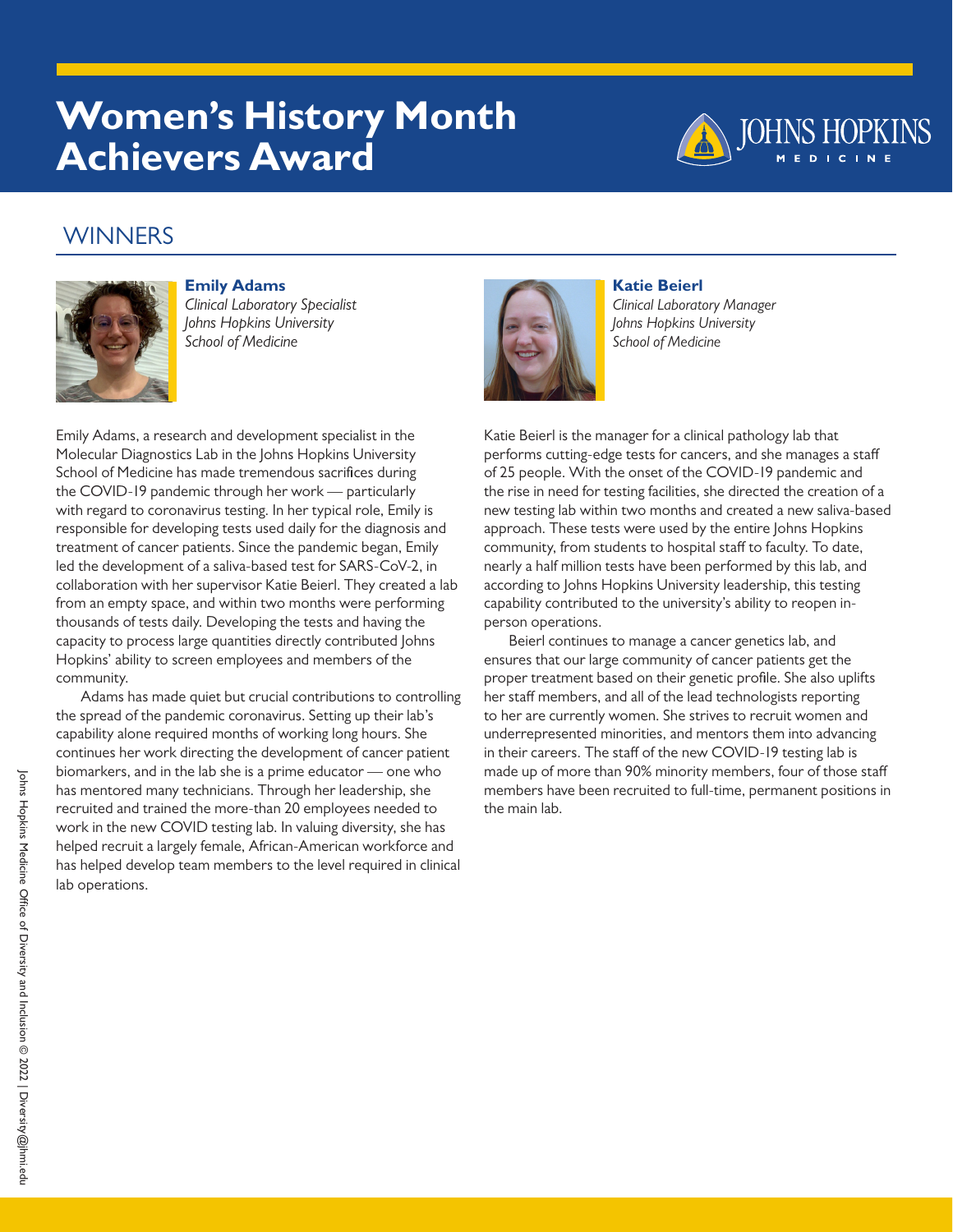# Women's History Month Achievers Award

## WINNERS

**Emily Adams**
*Clinical Laboratory Specialist*
*Johns Hopkins University School of Medicine*

Emily Adams, a research and development specialist in the Molecular Diagnostics Lab in the Johns Hopkins University School of Medicine has made tremendous sacrifices during the COVID-19 pandemic through her work — particularly with regard to coronavirus testing. In her typical role, Emily is responsible for developing tests used daily for the diagnosis and treatment of cancer patients. Since the pandemic began, Emily led the development of a saliva-based test for SARS-CoV-2, in collaboration with her supervisor Katie Beierl. They created a lab from an empty space, and within two months were performing thousands of tests daily. Developing the tests and having the capacity to process large quantities directly contributed Johns Hopkins' ability to screen employees and members of the community.

Adams has made quiet but crucial contributions to controlling the spread of the pandemic coronavirus. Setting up their lab's capability alone required months of working long hours. She continues her work directing the development of cancer patient biomarkers, and in the lab she is a prime educator — one who has mentored many technicians. Through her leadership, she recruited and trained the more-than 20 employees needed to work in the new COVID testing lab. In valuing diversity, she has helped recruit a largely female, African-American workforce and has helped develop team members to the level required in clinical lab operations.

**Katie Beierl**
*Clinical Laboratory Manager*
*Johns Hopkins University School of Medicine*

Katie Beierl is the manager for a clinical pathology lab that performs cutting-edge tests for cancers, and she manages a staff of 25 people. With the onset of the COVID-19 pandemic and the rise in need for testing facilities, she directed the creation of a new testing lab within two months and created a new saliva-based approach. These tests were used by the entire Johns Hopkins community, from students to hospital staff to faculty. To date, nearly a half million tests have been performed by this lab, and according to Johns Hopkins University leadership, this testing capability contributed to the university's ability to reopen in-person operations.

Beierl continues to manage a cancer genetics lab, and ensures that our large community of cancer patients get the proper treatment based on their genetic profile. She also uplifts her staff members, and all of the lead technologists reporting to her are currently women. She strives to recruit women and underrepresented minorities, and mentors them into advancing in their careers. The staff of the new COVID-19 testing lab is made up of more than 90% minority members, four of those staff members have been recruited to full-time, permanent positions in the main lab.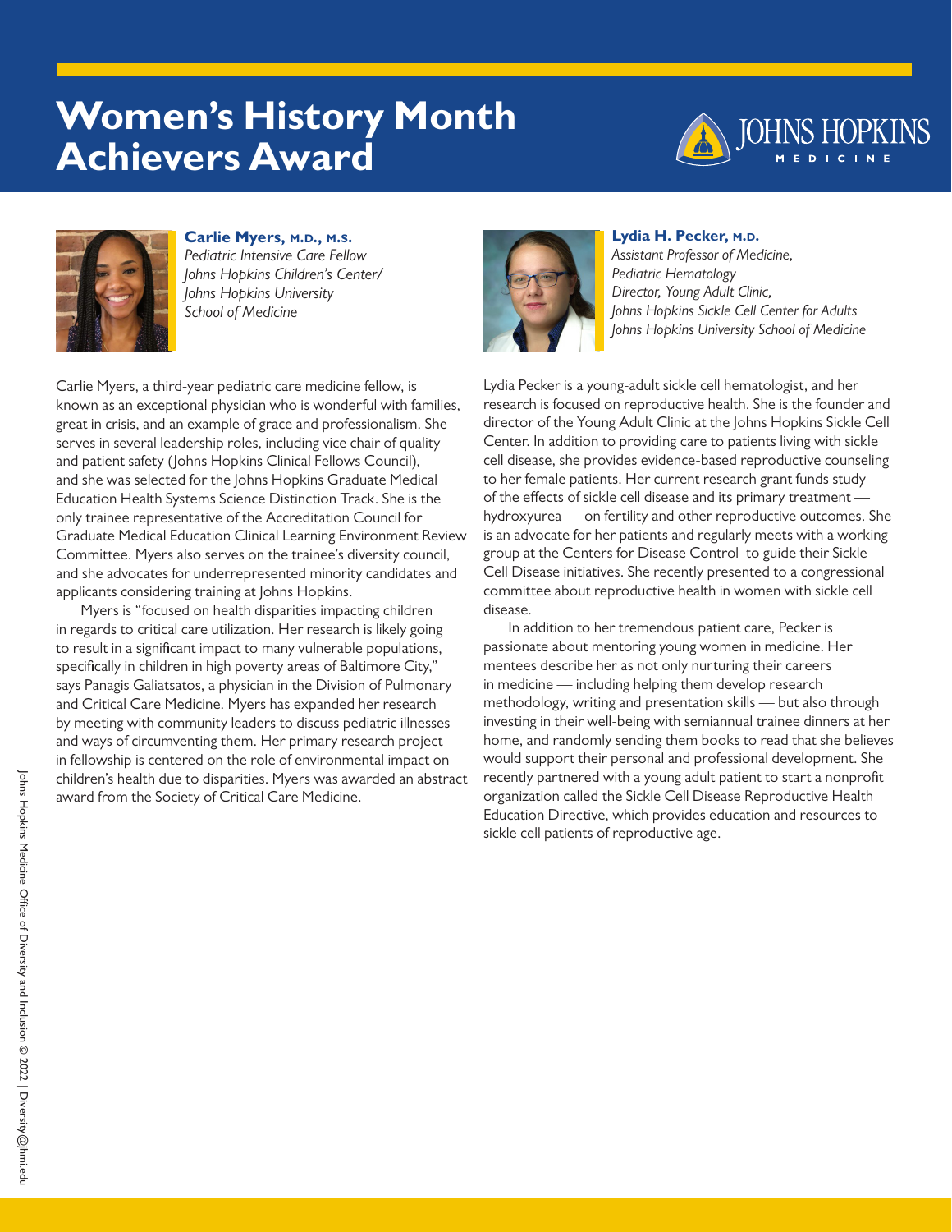# Women's History Month Achievers Award

## Carlie Myers, M.D., M.S.

*Pediatric Intensive Care Fellow*
*Johns Hopkins Children's Center/*
*Johns Hopkins University*
*School of Medicine*

Carlie Myers, a third-year pediatric care medicine fellow, is known as an exceptional physician who is wonderful with families, great in crisis, and an example of grace and professionalism. She serves in several leadership roles, including vice chair of quality and patient safety (Johns Hopkins Clinical Fellows Council), and she was selected for the Johns Hopkins Graduate Medical Education Health Systems Science Distinction Track. She is the only trainee representative of the Accreditation Council for Graduate Medical Education Clinical Learning Environment Review Committee. Myers also serves on the trainee's diversity council, and she advocates for underrepresented minority candidates and applicants considering training at Johns Hopkins.

Myers is "focused on health disparities impacting children in regards to critical care utilization. Her research is likely going to result in a significant impact to many vulnerable populations, specifically in children in high poverty areas of Baltimore City," says Panagis Galiatsatos, a physician in the Division of Pulmonary and Critical Care Medicine. Myers has expanded her research by meeting with community leaders to discuss pediatric illnesses and ways of circumventing them. Her primary research project in fellowship is centered on the role of environmental impact on children's health due to disparities. Myers was awarded an abstract award from the Society of Critical Care Medicine.

## Lydia H. Pecker, M.D.

*Assistant Professor of Medicine,*
*Pediatric Hematology*
*Director, Young Adult Clinic,*
*Johns Hopkins Sickle Cell Center for Adults*
*Johns Hopkins University School of Medicine*

Lydia Pecker is a young-adult sickle cell hematologist, and her research is focused on reproductive health. She is the founder and director of the Young Adult Clinic at the Johns Hopkins Sickle Cell Center. In addition to providing care to patients living with sickle cell disease, she provides evidence-based reproductive counseling to her female patients. Her current research grant funds study of the effects of sickle cell disease and its primary treatment — hydroxyurea — on fertility and other reproductive outcomes. She is an advocate for her patients and regularly meets with a working group at the Centers for Disease Control to guide their Sickle Cell Disease initiatives. She recently presented to a congressional committee about reproductive health in women with sickle cell disease.

In addition to her tremendous patient care, Pecker is passionate about mentoring young women in medicine. Her mentees describe her as not only nurturing their careers in medicine — including helping them develop research methodology, writing and presentation skills — but also through investing in their well-being with semiannual trainee dinners at her home, and randomly sending them books to read that she believes would support their personal and professional development. She recently partnered with a young adult patient to start a nonprofit organization called the Sickle Cell Disease Reproductive Health Education Directive, which provides education and resources to sickle cell patients of reproductive age.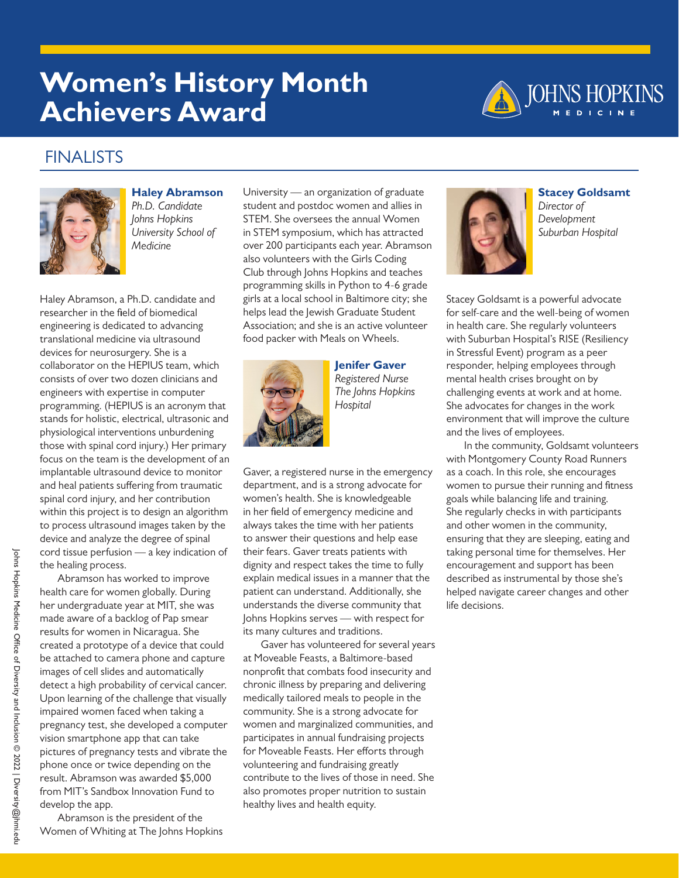# Women's History Month Achievers Award

JOHNS HOPKINS MEDICINE

## FINALISTS

### Haley Abramson

*Ph.D. Candidate*
*Johns Hopkins University School of Medicine*

Haley Abramson, a Ph.D. candidate and researcher in the field of biomedical engineering is dedicated to advancing translational medicine via ultrasound devices for neurosurgery. She is a collaborator on the HEPIUS team, which consists of over two dozen clinicians and engineers with expertise in computer programming. (HEPIUS is an acronym that stands for holistic, electrical, ultrasonic and physiological interventions unburdening those with spinal cord injury.) Her primary focus on the team is the development of an implantable ultrasound device to monitor and heal patients suffering from traumatic spinal cord injury, and her contribution within this project is to design an algorithm to process ultrasound images taken by the device and analyze the degree of spinal cord tissue perfusion — a key indication of the healing process.

Abramson has worked to improve health care for women globally. During her undergraduate year at MIT, she was made aware of a backlog of Pap smear results for women in Nicaragua. She created a prototype of a device that could be attached to camera phone and capture images of cell slides and automatically detect a high probability of cervical cancer. Upon learning of the challenge that visually impaired women faced when taking a pregnancy test, she developed a computer vision smartphone app that can take pictures of pregnancy tests and vibrate the phone once or twice depending on the result. Abramson was awarded $5,000 from MIT's Sandbox Innovation Fund to develop the app.

Abramson is the president of the Women of Whiting at The Johns Hopkins University — an organization of graduate student and postdoc women and allies in STEM. She oversees the annual Women in STEM symposium, which has attracted over 200 participants each year. Abramson also volunteers with the Girls Coding Club through Johns Hopkins and teaches programming skills in Python to 4-6 grade girls at a local school in Baltimore city; she helps lead the Jewish Graduate Student Association; and she is an active volunteer food packer with Meals on Wheels.

### Jenifer Gaver

*Registered Nurse*
*The Johns Hopkins Hospital*

Gaver, a registered nurse in the emergency department, and is a strong advocate for women's health. She is knowledgeable in her field of emergency medicine and always takes the time with her patients to answer their questions and help ease their fears. Gaver treats patients with dignity and respect takes the time to fully explain medical issues in a manner that the patient can understand. Additionally, she understands the diverse community that Johns Hopkins serves — with respect for its many cultures and traditions.

Gaver has volunteered for several years at Moveable Feasts, a Baltimore-based nonprofit that combats food insecurity and chronic illness by preparing and delivering medically tailored meals to people in the community. She is a strong advocate for women and marginalized communities, and participates in annual fundraising projects for Moveable Feasts. Her efforts through volunteering and fundraising greatly contribute to the lives of those in need. She also promotes proper nutrition to sustain healthy lives and health equity.

### Stacey Goldsamt

*Director of Development*
*Suburban Hospital*

Stacey Goldsamt is a powerful advocate for self-care and the well-being of women in health care. She regularly volunteers with Suburban Hospital's RISE (Resiliency in Stressful Event) program as a peer responder, helping employees through mental health crises brought on by challenging events at work and at home. She advocates for changes in the work environment that will improve the culture and the lives of employees.

In the community, Goldsamt volunteers with Montgomery County Road Runners as a coach. In this role, she encourages women to pursue their running and fitness goals while balancing life and training. She regularly checks in with participants and other women in the community, ensuring that they are sleeping, eating and taking personal time for themselves. Her encouragement and support has been described as instrumental by those she's helped navigate career changes and other life decisions.

Johns Hopkins Medicine Office of Diversity and Inclusion © 2022 | Diversity@jhmi.edu